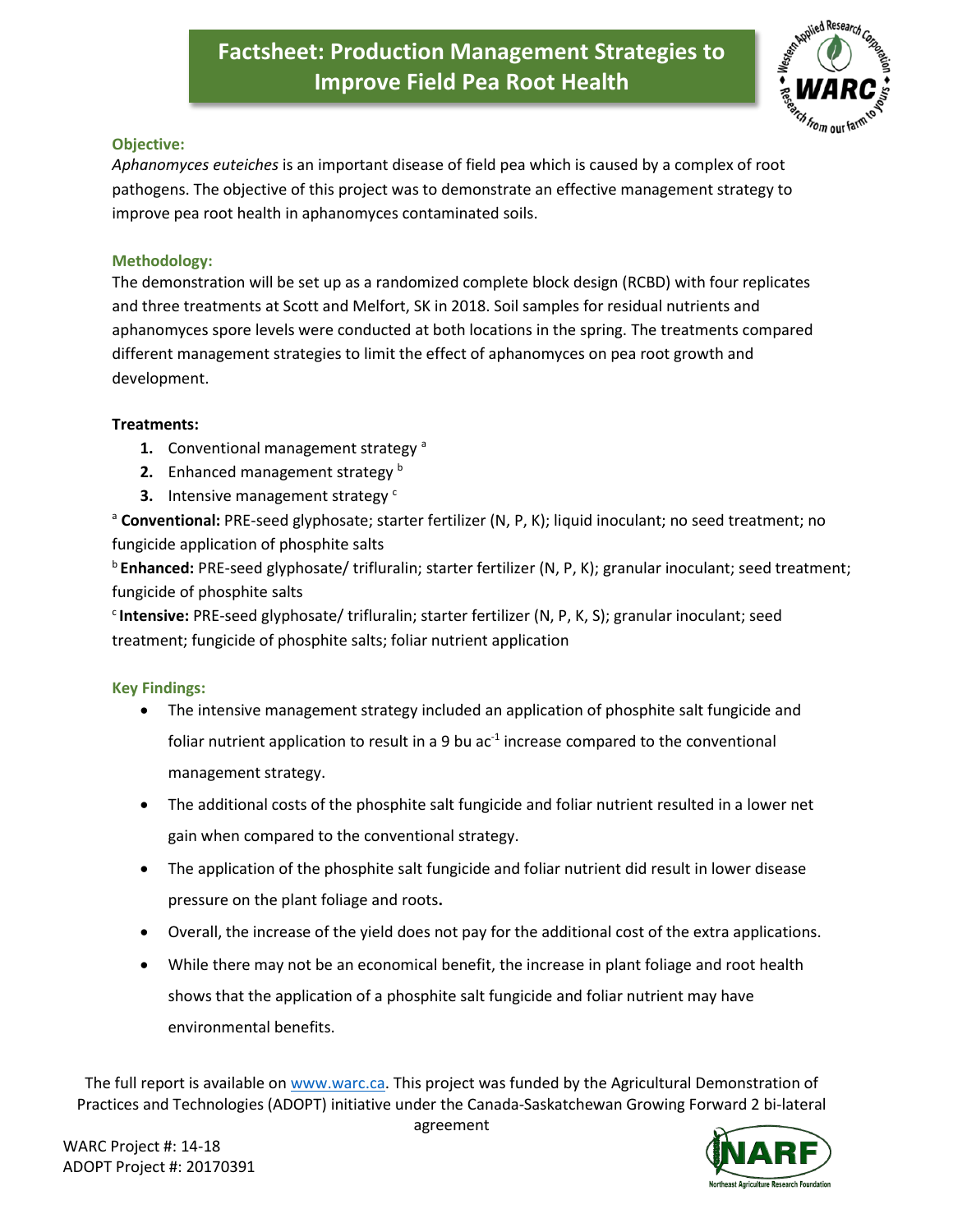# Factsheet: Production Management Strategies to Improve Field Pea Root Health

### Objective:

*Aphanomyces euteiches* is an important disease of field pea which is caused by a complex of root pathogens. The objective of this project was to demonstrate an effective management strategy to improve pea root health in aphanomyces contaminated soils.

### Methodology:

The demonstration will be set up as a randomized complete block design (RCBD) with four replicates and three treatments at Scott and Melfort, SK in 2018. Soil samples for residual nutrients and aphanomyces spore levels were conducted at both locations in the spring. The treatments compared different management strategies to limit the effect of aphanomyces on pea root growth and development.

**Treatments:**

1. Conventional management strategy [a]
2. Enhanced management strategy [b]
3. Intensive management strategy [c]

[a] **Conventional:** PRE-seed glyphosate; starter fertilizer (N, P, K); liquid inoculant; no seed treatment; no fungicide application of phosphite salts

[b] **Enhanced:** PRE-seed glyphosate/ trifluralin; starter fertilizer (N, P, K); granular inoculant; seed treatment; fungicide of phosphite salts

[c] **Intensive:** PRE-seed glyphosate/ trifluralin; starter fertilizer (N, P, K, S); granular inoculant; seed treatment; fungicide of phosphite salts; foliar nutrient application

### Key Findings:

- The intensive management strategy included an application of phosphite salt fungicide and foliar nutrient application to result in a 9 bu ac$^{-1}$ increase compared to the conventional management strategy.
- The additional costs of the phosphite salt fungicide and foliar nutrient resulted in a lower net gain when compared to the conventional strategy.
- The application of the phosphite salt fungicide and foliar nutrient did result in lower disease pressure on the plant foliage and roots**.**
- Overall, the increase of the yield does not pay for the additional cost of the extra applications.
- While there may not be an economical benefit, the increase in plant foliage and root health shows that the application of a phosphite salt fungicide and foliar nutrient may have environmental benefits.

The full report is available on www.warc.ca. This project was funded by the Agricultural Demonstration of Practices and Technologies (ADOPT) initiative under the Canada-Saskatchewan Growing Forward 2 bi-lateral agreement

WARC Project #: 14-18
ADOPT Project #: 20170391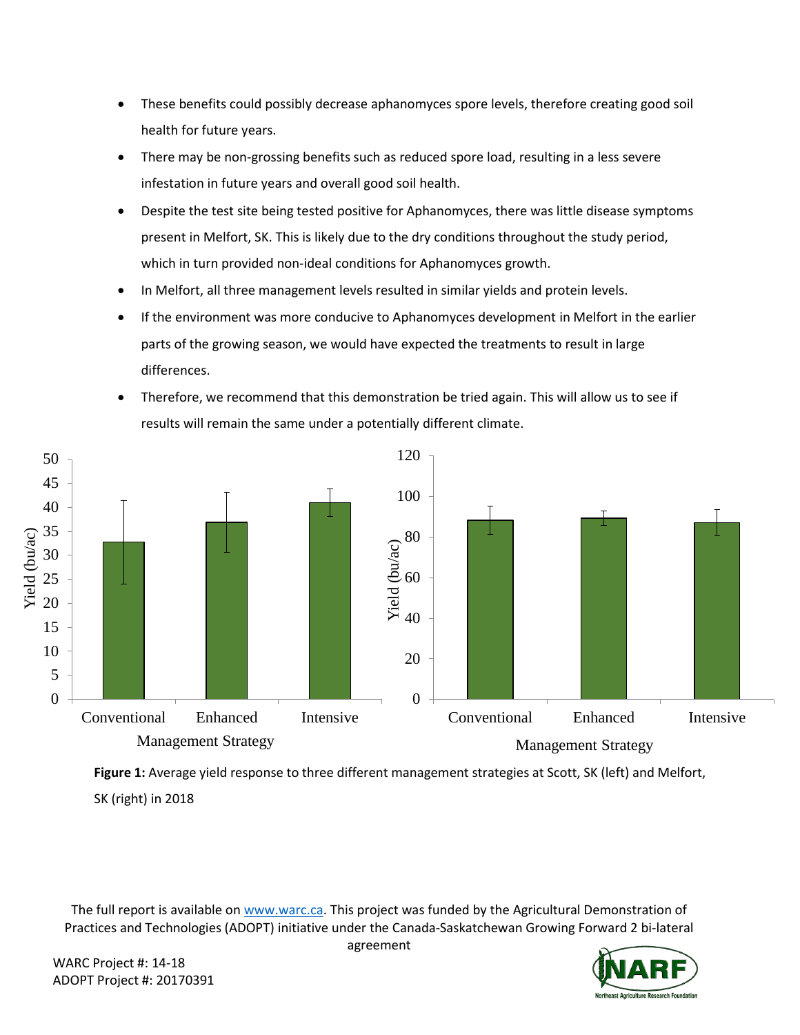- These benefits could possibly decrease aphanomyces spore levels, therefore creating good soil health for future years.
- There may be non-grossing benefits such as reduced spore load, resulting in a less severe infestation in future years and overall good soil health.
- Despite the test site being tested positive for Aphanomyces, there was little disease symptoms present in Melfort, SK. This is likely due to the dry conditions throughout the study period, which in turn provided non-ideal conditions for Aphanomyces growth.
- In Melfort, all three management levels resulted in similar yields and protein levels.
- If the environment was more conducive to Aphanomyces development in Melfort in the earlier parts of the growing season, we would have expected the treatments to result in large differences.
- Therefore, we recommend that this demonstration be tried again. This will allow us to see if results will remain the same under a potentially different climate.

Yield (bu/ac)
50
45
40
35
30
25
20
15
10
5
0
Conventional
Enhanced
Intensive
Management Strategy

Yield (bu/ac)
120
100
80
60
40
20
0
Conventional
Enhanced
Intensive
Management Strategy

**Figure 1:** Average yield response to three different management strategies at Scott, SK (left) and Melfort, SK (right) in 2018

The full report is available on www.warc.ca. This project was funded by the Agricultural Demonstration of Practices and Technologies (ADOPT) initiative under the Canada-Saskatchewan Growing Forward 2 bi-lateral agreement

WARC Project #: 14-18
ADOPT Project #: 20170391

NARF
Northeast Agriculture Research Foundation